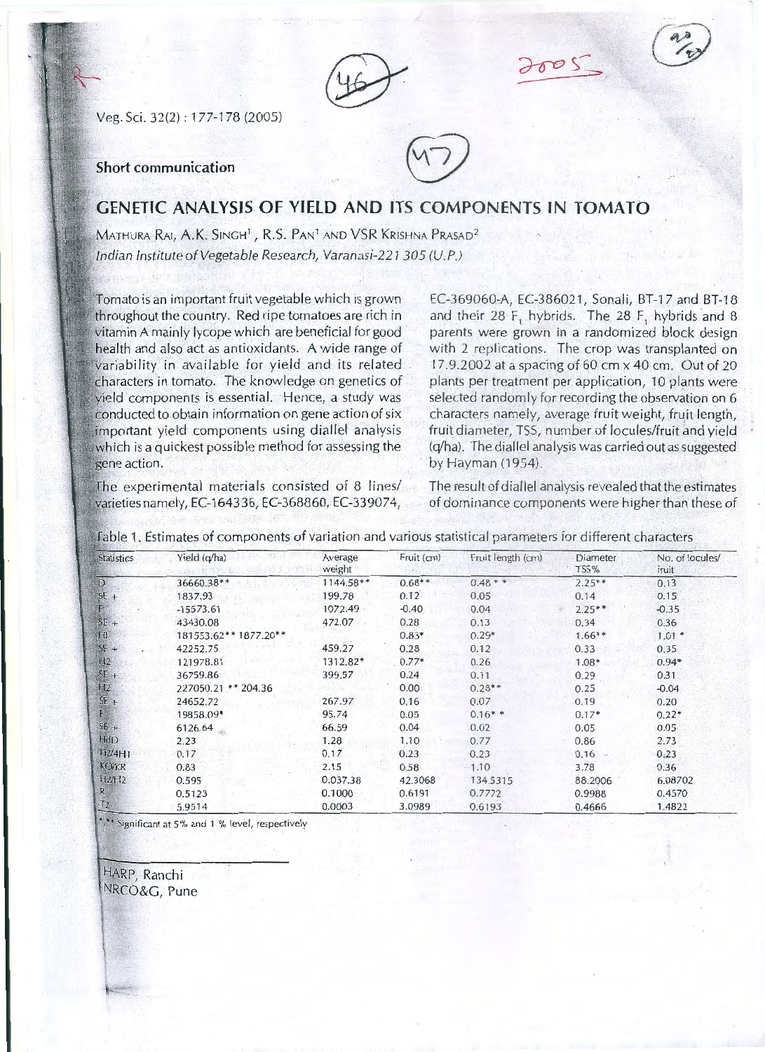Short communication

# GENETIC ANALYSIS OF YIELD AND ITS COMPONENTS IN TOMATO

MATHURA RAI, A.K. SINGH[1], R.S. PAN[1] AND VSR KRISHNA PRASAD[2]

*Indian Institute of Vegetable Research, Varanasi-221 305 (U.P.)*

Tomato is an important fruit vegetable which is grown throughout the country. Red ripe tomatoes are rich in vitamin A mainly lycope which are beneficial for good health and also act as antioxidants. A wide range of variability in available for yield and its related characters in tomato. The knowledge on genetics of yield components is essential. Hence, a study was conducted to obtain information on gene action of six important yield components using diallel analysis which is a quickest possible method for assessing the gene action.

The experimental materials consisted of 8 lines/varieties namely, EC-164336, EC-368860, EC-339074, EC-369060-A, EC-386021, Sonali, BT-17 and BT-18 and their 28 $F_1$ hybrids. The 28 $F_1$ hybrids and 8 parents were grown in a randomized block design with 2 replications. The crop was transplanted on 17.9.2002 at a spacing of 60 cm x 40 cm. Out of 20 plants per treatment per application, 10 plants were selected randomly for recording the observation on 6 characters namely, average fruit weight, fruit length, fruit diameter, TSS, number of locules/fruit and yield (q/ha). The diallel analysis was carried out as suggested by Hayman (1954).

The result of diallel analysis revealed that the estimates of dominance components were higher than these of

Table 1. Estimates of components of variation and various statistical parameters for different characters

| Statistics | Yield (q/ha) | Average weight | Fruit (cm) | Fruit length (cm) | Diameter TSS% | No. of locules/ fruit |
|---|---|---|---|---|---|---|
| D | 36660.38** | 1144.58** | 0.68** | 0.48 * * | 2.25** | 0.13 |
| SE + | 1837.93 | 199.78 | 0.12 | 0.05 | 0.14 | 0.15 |
| F | -15573.61 | 1072.49 | -0.40 | 0.04 | 2.25** | -0.35 |
| SE + | 43430.08 | 472.07 | 0.28 | 0.13 | 0.34 | 0.36 |
| H1 | 181553.62** 1877.20** | | 0.83* | 0.29* | 1.66** | 1.01 * |
| SE + | 42252.75 | 459.27 | 0.28 | 0.12 | 0.33 | 0.35 |
| H2 | 121978.81 | 1312.82* | 0.77* | 0.26 | 1.08* | 0.94* |
| SE + | 36759.86 | 399.57 | 0.24 | 0.11 | 0.29 | 0.31 |
| H2 | 227050.21 ** 204.36 | | 0.00 | 0.28** | 0.25 | -0.04 |
| SE + | 24652.72 | 267.97 | 0.16 | 0.07 | 0.19 | 0.20 |
| E | 19858.09* | 95.74 | 0.05 | 0.16* * | 0.17* | 0.22* |
| SE + | 6126.64 | 66.59 | 0.04 | 0.02 | 0.05 | 0.05 |
| HdD | 2.23 | 1.28 | 1.10 | 0.77 | 0.86 | 2.73 |
| H2/4H1 | 0.17 | 0.17 | 0.23 | 0.23 | 0.16 | 0.23 |
| KD/KR | 0.83 | 2.15 | 0.58 | 1.10 | 3.78 | 0.36 |
| H2/H2 | 0.595 | 0.037.38 | 42.3068 | 134.5315 | 88.2006 | 6.08702 |
| R | 0.5123 | 0.1000 | 0.6191 | 0.7772 | 0.9988 | 0.4570 |
| T2 | 5.9514 | 0.0003 | 3.0989 | 0.6193 | 0.4666 | 1.4822 |

*,** Significant at 5% and 1 % level, respectively

[1] HARP, Ranchi
[2] NRCO&G, Pune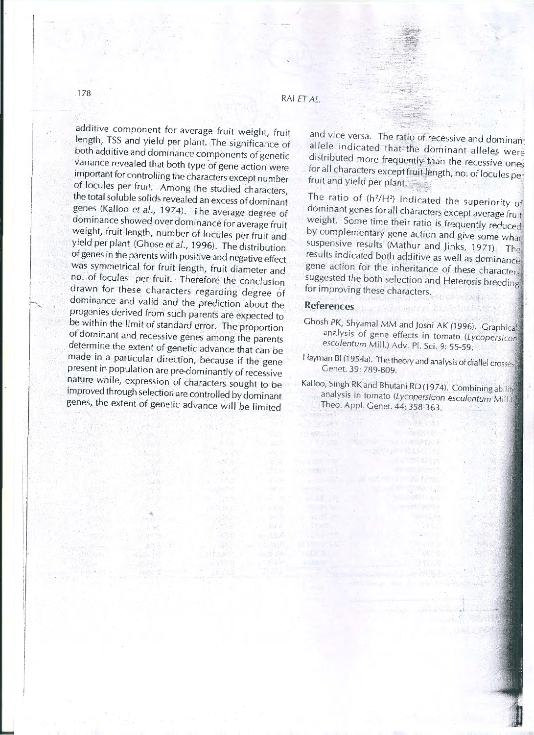additive component for average fruit weight, fruit length, TSS and yield per plant. The significance of both additive and dominance components of genetic variance revealed that both type of gene action were important for controlling the characters except number of locules per fruit. Among the studied characters, the total soluble solids revealed an excess of dominant genes (Kalloo *et al*., 1974). The average degree of dominance showed over dominance for average fruit weight, fruit length, number of locules per fruit and yield per plant (Ghose *et al*., 1996). The distribution of genes in the parents with positive and negative effect was symmetrical for fruit length, fruit diameter and no. of locules per fruit. Therefore the conclusion drawn for these characters regarding degree of dominance and valid and the prediction about the progenies derived from such parents are expected to be within the limit of standard error. The proportion of dominant and recessive genes among the parents determine the extent of genetic advance that can be made in a particular direction, because if the gene present in population are pre-dominantly of recessive nature while, expression of characters sought to be improved through selection are controlled by dominant genes, the extent of genetic advance will be limited and vice versa. The ratio of recessive and dominant allele indicated that the dominant alleles were distributed more frequently than the recessive ones for all characters except fruit length, no. of locules per fruit and yield per plant.

The ratio of ($h^2/H^2$) indicated the superiority of dominant genes for all characters except average fruit weight. Some time their ratio is frequently reduced by complementary gene action and give some what suspensive results (Mathur and Jinks, 1971). The results indicated both additive as well as dominance gene action for the inheritance of these characters, suggested the both selection and Heterosis breeding for improving these characters.

## References

Ghosh PK, Shyamal MM and Joshi AK (1996). Graphical analysis of gene effects in tomato (*Lycopersicon esculentum* Mill.) Adv. Pl. Sci. 9: 55-59.

Hayman BI (1954a). The theory and analysis of diallel crosses. Genet. 39: 789-809.

Kalloo, Singh RK and Bhutani RD (1974). Combining ability analysis in tomato (*Lycopersicon esculentum* Mill.). Theo. Appl. Genet. 44: 358-363.